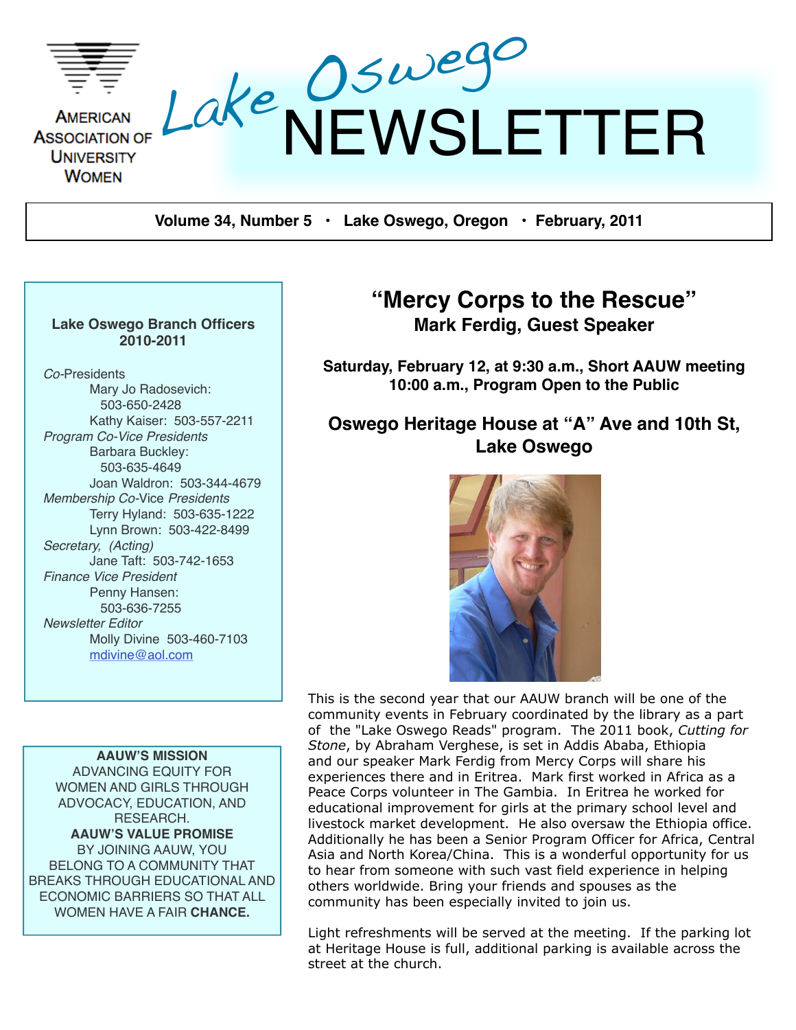American Association of University Women

# Lake Oswego NEWSLETTER

**Volume 34, Number 5 • Lake Oswego, Oregon • February, 2011**

**Lake Oswego Branch Officers 2010-2011**

*Co*-Presidents
- Mary Jo Radosevich: 503-650-2428
- Kathy Kaiser: 503-557-2211

*Program Co-Vice Presidents*
- Barbara Buckley: 503-635-4649
- Joan Waldron: 503-344-4679

*Membership Co*-Vice *Presidents*
- Terry Hyland: 503-635-1222
- Lynn Brown: 503-422-8499

*Secretary, (Acting)*
- Jane Taft: 503-742-1653

*Finance Vice President*
- Penny Hansen: 503-636-7255

*Newsletter Editor*
- Molly Divine 503-460-7103
  mdivine@aol.com

**AAUW'S MISSION**
ADVANCING EQUITY FOR WOMEN AND GIRLS THROUGH ADVOCACY, EDUCATION, AND RESEARCH.
**AAUW'S VALUE PROMISE**
BY JOINING AAUW, YOU BELONG TO A COMMUNITY THAT BREAKS THROUGH EDUCATIONAL AND ECONOMIC BARRIERS SO THAT ALL WOMEN HAVE A FAIR **CHANCE.**

## "Mercy Corps to the Rescue"
### Mark Ferdig, Guest Speaker

**Saturday, February 12, at 9:30 a.m., Short AAUW meeting**
**10:00 a.m., Program Open to the Public**

### Oswego Heritage House at "A" Ave and 10th St, Lake Oswego

This is the second year that our AAUW branch will be one of the community events in February coordinated by the library as a part of the "Lake Oswego Reads" program. The 2011 book, *Cutting for Stone*, by Abraham Verghese, is set in Addis Ababa, Ethiopia and our speaker Mark Ferdig from Mercy Corps will share his experiences there and in Eritrea. Mark first worked in Africa as a Peace Corps volunteer in The Gambia. In Eritrea he worked for educational improvement for girls at the primary school level and livestock market development. He also oversaw the Ethiopia office. Additionally he has been a Senior Program Officer for Africa, Central Asia and North Korea/China. This is a wonderful opportunity for us to hear from someone with such vast field experience in helping others worldwide. Bring your friends and spouses as the community has been especially invited to join us.

Light refreshments will be served at the meeting. If the parking lot at Heritage House is full, additional parking is available across the street at the church.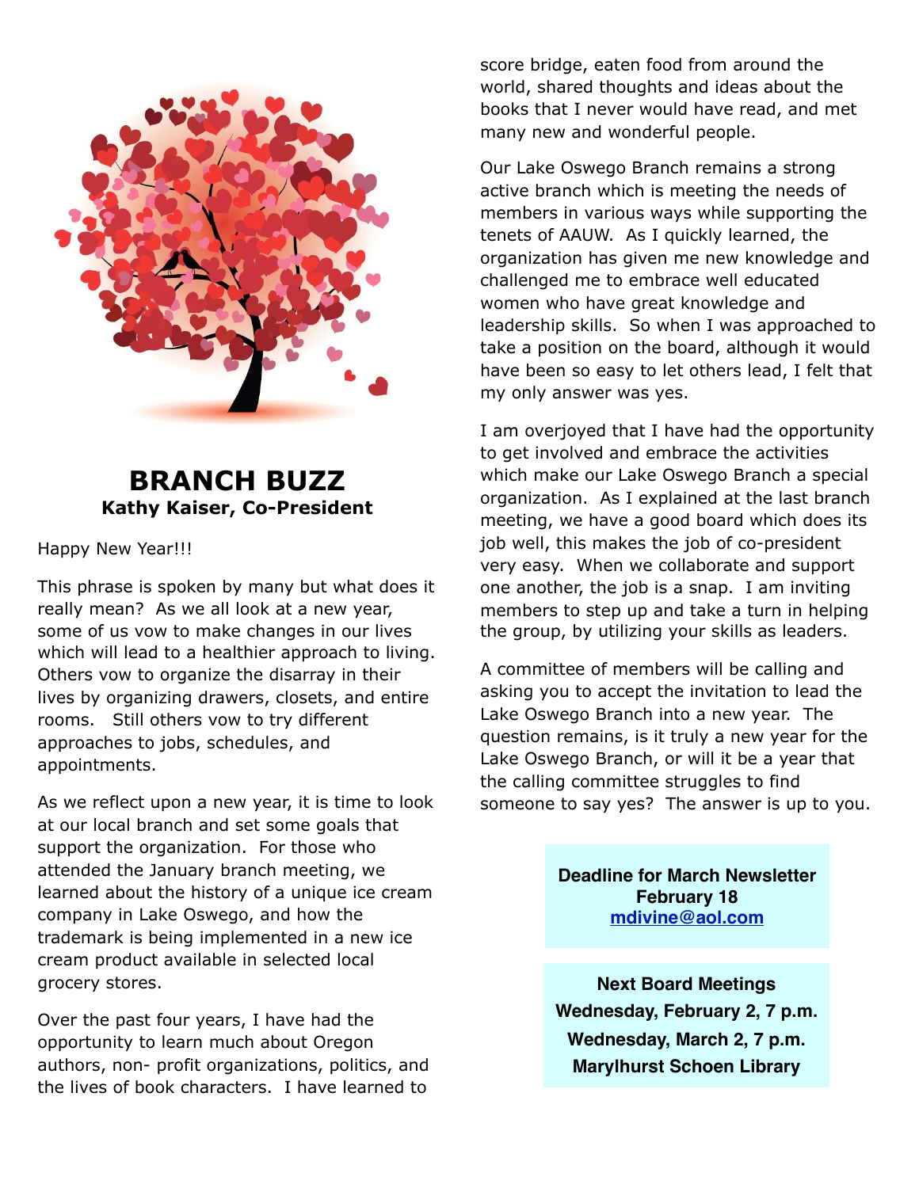## BRANCH BUZZ

**Kathy Kaiser, Co-President**

Happy New Year!!!

This phrase is spoken by many but what does it really mean? As we all look at a new year, some of us vow to make changes in our lives which will lead to a healthier approach to living. Others vow to organize the disarray in their lives by organizing drawers, closets, and entire rooms. Still others vow to try different approaches to jobs, schedules, and appointments.

As we reflect upon a new year, it is time to look at our local branch and set some goals that support the organization. For those who attended the January branch meeting, we learned about the history of a unique ice cream company in Lake Oswego, and how the trademark is being implemented in a new ice cream product available in selected local grocery stores.

Over the past four years, I have had the opportunity to learn much about Oregon authors, non- profit organizations, politics, and the lives of book characters. I have learned to score bridge, eaten food from around the world, shared thoughts and ideas about the books that I never would have read, and met many new and wonderful people.

Our Lake Oswego Branch remains a strong active branch which is meeting the needs of members in various ways while supporting the tenets of AAUW. As I quickly learned, the organization has given me new knowledge and challenged me to embrace well educated women who have great knowledge and leadership skills. So when I was approached to take a position on the board, although it would have been so easy to let others lead, I felt that my only answer was yes.

I am overjoyed that I have had the opportunity to get involved and embrace the activities which make our Lake Oswego Branch a special organization. As I explained at the last branch meeting, we have a good board which does its job well, this makes the job of co-president very easy. When we collaborate and support one another, the job is a snap. I am inviting members to step up and take a turn in helping the group, by utilizing your skills as leaders.

A committee of members will be calling and asking you to accept the invitation to lead the Lake Oswego Branch into a new year. The question remains, is it truly a new year for the Lake Oswego Branch, or will it be a year that the calling committee struggles to find someone to say yes? The answer is up to you.

**Deadline for March Newsletter**
**February 18**
**mdivine@aol.com**

**Next Board Meetings**
**Wednesday, February 2, 7 p.m.**
**Wednesday, March 2, 7 p.m.**
**Marylhurst Schoen Library**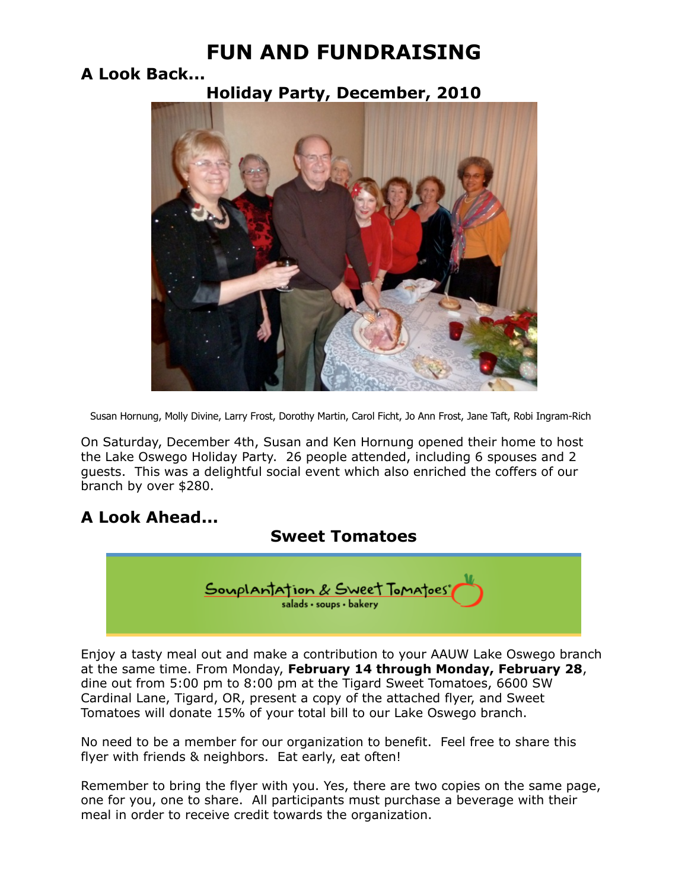# FUN AND FUNDRAISING

## A Look Back...

### Holiday Party, December, 2010

Susan Hornung, Molly Divine, Larry Frost, Dorothy Martin, Carol Ficht, Jo Ann Frost, Jane Taft, Robi Ingram-Rich

On Saturday, December 4th, Susan and Ken Hornung opened their home to host the Lake Oswego Holiday Party. 26 people attended, including 6 spouses and 2 guests. This was a delightful social event which also enriched the coffers of our branch by over $280.

## A Look Ahead...

### Sweet Tomatoes

Souplantation & Sweet Tomatoes®
salads • soups • bakery

Enjoy a tasty meal out and make a contribution to your AAUW Lake Oswego branch at the same time. From Monday, **February 14 through Monday, February 28**, dine out from 5:00 pm to 8:00 pm at the Tigard Sweet Tomatoes, 6600 SW Cardinal Lane, Tigard, OR, present a copy of the attached flyer, and Sweet Tomatoes will donate 15% of your total bill to our Lake Oswego branch.

No need to be a member for our organization to benefit. Feel free to share this flyer with friends & neighbors. Eat early, eat often!

Remember to bring the flyer with you. Yes, there are two copies on the same page, one for you, one to share. All participants must purchase a beverage with their meal in order to receive credit towards the organization.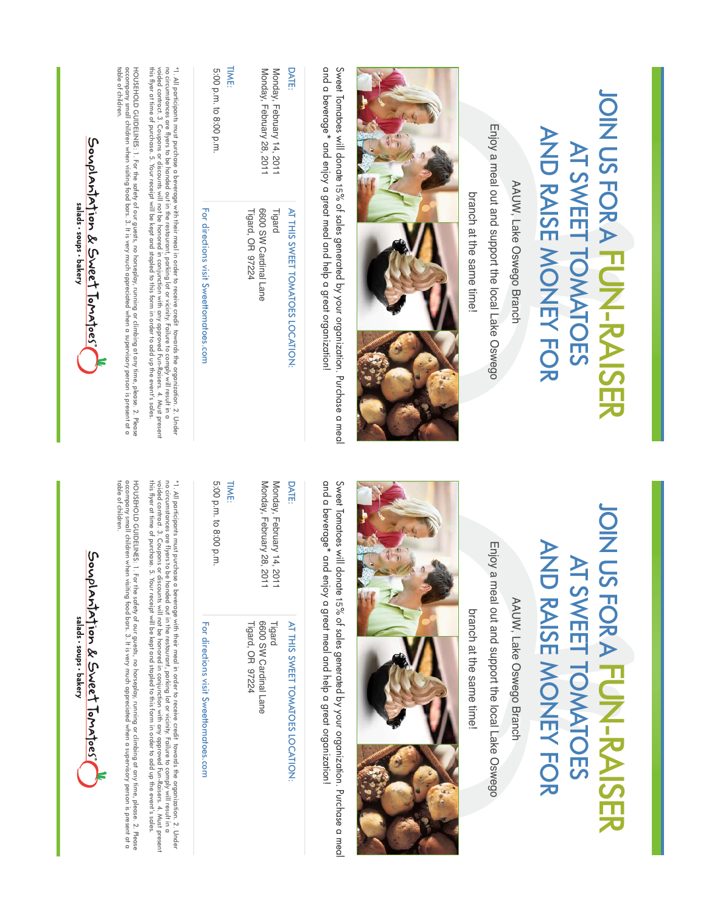# JOIN US FOR A FUN-RAISER AT SWEET TOMATOES AND RAISE MONEY FOR

AAUW, Lake Oswego Branch

Enjoy a meal out and support the local Lake Oswego branch at the same time!

Sweet Tomatoes will donate 15% of sales generated by your organization. Purchase a meal and a beverage* and enjoy a great meal and help a great organization!

**DATE:**

Monday, February 14, 2011
Monday, February 28, 2011

**TIME:**

5:00 p.m. to 8:00 p.m.

**AT THIS SWEET TOMATOES LOCATION:**

Tigard
6600 SW Cardinal Lane
Tigard, OR 97224

For directions visit Sweettomatoes.com

*1. All participants must purchase a beverage with their meal in order to receive credit towards the organization. 2. Under no circumstances are flyers to be handed out in the restaurant, parking lot or vicinity. Failure to comply will result in a voided contract. 3. Coupons or discounts will not be honored in conjunction with any approved Fun-Raisers. 4. Must present this flyer at time of purchase. 5. Your receipt will be kept and stapled to this form in order to add up the event's sales.

HOUSEHOLD GUIDELINES: 1. For the safety of our guests, no horseplay, running or climbing at any time, please. 2. Please accompany small children when visiting food bars. 3. It is very much appreciated when a supervisory person is present at a table of children.

Souplantation & Sweet Tomatoes®
salads • soups • bakery

---

# JOIN US FOR A FUN-RAISER AT SWEET TOMATOES AND RAISE MONEY FOR

AAUW, Lake Oswego Branch

Enjoy a meal out and support the local Lake Oswego branch at the same time!

Sweet Tomatoes will donate 15% of sales generated by your organization. Purchase a meal and a beverage* and enjoy a great meal and help a great organization!

**DATE:**

Monday, February 14, 2011
Monday, February 28, 2011

**TIME:**

5:00 p.m. to 8:00 p.m.

**AT THIS SWEET TOMATOES LOCATION:**

Tigard
6600 SW Cardinal Lane
Tigard, OR 97224

For directions visit Sweettomatoes.com

*1. All participants must purchase a beverage with their meal in order to receive credit towards the organization. 2. Under no circumstances are flyers to be handed out in the restaurant, parking lot or vicinity. Failure to comply will result in a voided contract. 3. Coupons or discounts will not be honored in conjunction with any approved Fun-Raisers. 4. Must present this flyer at time of purchase. 5. Your receipt will be kept and stapled to this form in order to add up the event's sales.

HOUSEHOLD GUIDELINES: 1. For the safety of our guests, no horseplay, running or climbing at any time, please. 2. Please accompany small children when visiting food bars. 3. It is very much appreciated when a supervisory person is present at a table of children.

Souplantation & Sweet Tomatoes®
salads • soups • bakery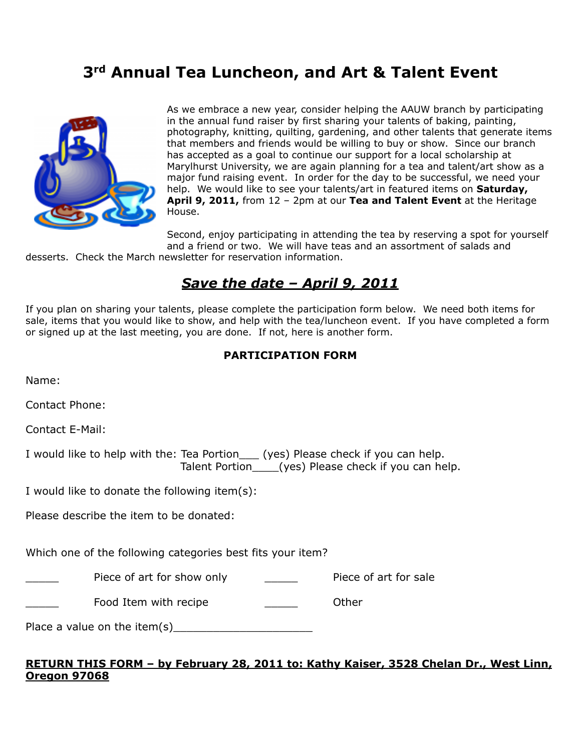# 3rd Annual Tea Luncheon, and Art & Talent Event

As we embrace a new year, consider helping the AAUW branch by participating in the annual fund raiser by first sharing your talents of baking, painting, photography, knitting, quilting, gardening, and other talents that generate items that members and friends would be willing to buy or show. Since our branch has accepted as a goal to continue our support for a local scholarship at Marylhurst University, we are again planning for a tea and talent/art show as a major fund raising event. In order for the day to be successful, we need your help. We would like to see your talents/art in featured items on **Saturday, April 9, 2011,** from 12 – 2pm at our **Tea and Talent Event** at the Heritage House.

Second, enjoy participating in attending the tea by reserving a spot for yourself and a friend or two. We will have teas and an assortment of salads and desserts. Check the March newsletter for reservation information.

## ***Save the date – April 9, 2011***

If you plan on sharing your talents, please complete the participation form below. We need both items for sale, items that you would like to show, and help with the tea/luncheon event. If you have completed a form or signed up at the last meeting, you are done. If not, here is another form.

**PARTICIPATION FORM**

Name:

Contact Phone:

Contact E-Mail:

I would like to help with the: Tea Portion___ (yes) Please check if you can help.
Talent Portion____(yes) Please check if you can help.

I would like to donate the following item(s):

Please describe the item to be donated:

Which one of the following categories best fits your item?

_____ Piece of art for show only _____ Piece of art for sale

_____ Food Item with recipe _____ Other

Place a value on the item(s)_____________________

**RETURN THIS FORM – by February 28, 2011 to: Kathy Kaiser, 3528 Chelan Dr., West Linn, Oregon 97068**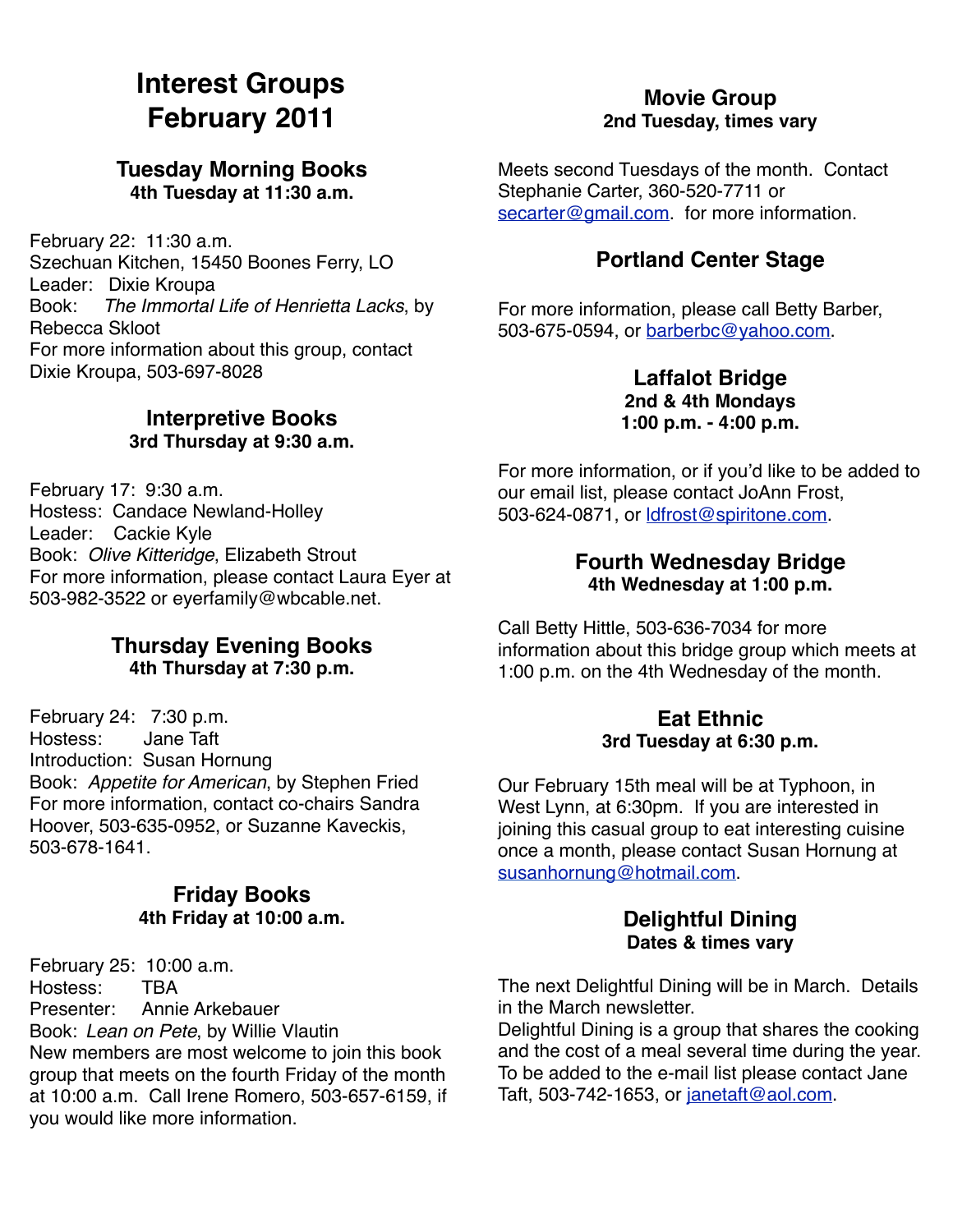# Interest Groups February 2011

## Tuesday Morning Books

**4th Tuesday at 11:30 a.m.**

February 22: 11:30 a.m.
Szechuan Kitchen, 15450 Boones Ferry, LO
Leader: Dixie Kroupa
Book: *The Immortal Life of Henrietta Lacks*, by Rebecca Skloot
For more information about this group, contact Dixie Kroupa, 503-697-8028

## Interpretive Books

**3rd Thursday at 9:30 a.m.**

February 17: 9:30 a.m.
Hostess: Candace Newland-Holley
Leader: Cackie Kyle
Book: *Olive Kitteridge*, Elizabeth Strout
For more information, please contact Laura Eyer at 503-982-3522 or eyerfamily@wbcable.net.

## Thursday Evening Books

**4th Thursday at 7:30 p.m.**

February 24: 7:30 p.m.
Hostess: Jane Taft
Introduction: Susan Hornung
Book: *Appetite for American*, by Stephen Fried
For more information, contact co-chairs Sandra Hoover, 503-635-0952, or Suzanne Kaveckis, 503-678-1641.

## Friday Books

**4th Friday at 10:00 a.m.**

February 25: 10:00 a.m.
Hostess: TBA
Presenter: Annie Arkebauer
Book: *Lean on Pete*, by Willie Vlautin
New members are most welcome to join this book group that meets on the fourth Friday of the month at 10:00 a.m. Call Irene Romero, 503-657-6159, if you would like more information.

## Movie Group

**2nd Tuesday, times vary**

Meets second Tuesdays of the month. Contact Stephanie Carter, 360-520-7711 or secarter@gmail.com. for more information.

## Portland Center Stage

For more information, please call Betty Barber, 503-675-0594, or barberbc@yahoo.com.

## Laffalot Bridge

**2nd & 4th Mondays**
**1:00 p.m. - 4:00 p.m.**

For more information, or if you'd like to be added to our email list, please contact JoAnn Frost, 503-624-0871, or ldfrost@spiritone.com.

## Fourth Wednesday Bridge

**4th Wednesday at 1:00 p.m.**

Call Betty Hittle, 503-636-7034 for more information about this bridge group which meets at 1:00 p.m. on the 4th Wednesday of the month.

## Eat Ethnic

**3rd Tuesday at 6:30 p.m.**

Our February 15th meal will be at Typhoon, in West Lynn, at 6:30pm. If you are interested in joining this casual group to eat interesting cuisine once a month, please contact Susan Hornung at susanhornung@hotmail.com.

## Delightful Dining

**Dates & times vary**

The next Delightful Dining will be in March. Details in the March newsletter.
Delightful Dining is a group that shares the cooking and the cost of a meal several time during the year. To be added to the e-mail list please contact Jane Taft, 503-742-1653, or janetaft@aol.com.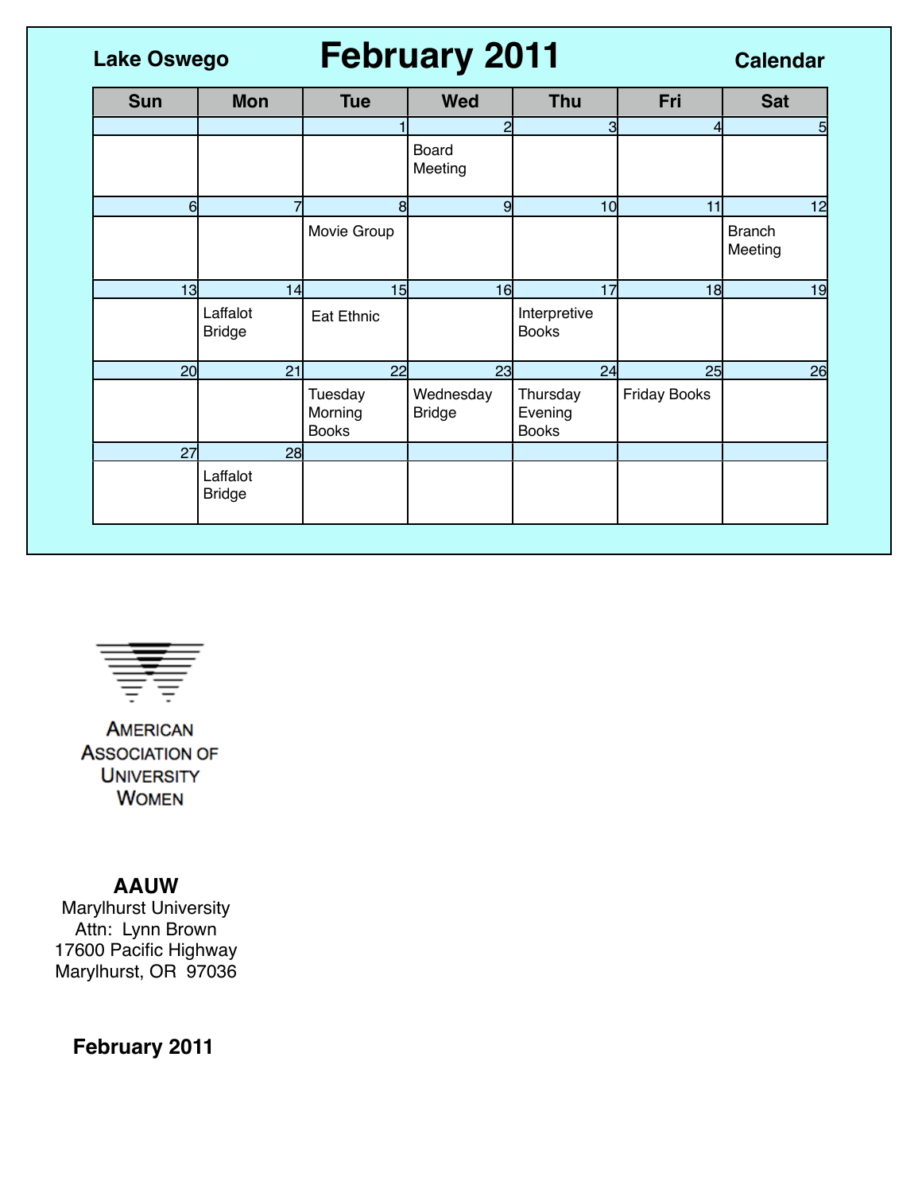# Lake Oswego February 2011 Calendar

| Sun | Mon | Tue | Wed | Thu | Fri | Sat |
|---|---|---|---|---|---|---|
| | | 1 | 2 Board Meeting | 3 | 4 | 5 |
| 6 | 7 | 8 Movie Group | 9 | 10 | 11 | 12 Branch Meeting |
| 13 | 14 Laffalot Bridge | 15 Eat Ethnic | 16 | 17 Interpretive Books | 18 | 19 |
| 20 | 21 | 22 Tuesday Morning Books | 23 Wednesday Bridge | 24 Thursday Evening Books | 25 Friday Books | 26 |
| 27 | 28 Laffalot Bridge | | | | | |

American Association of University Women

**AAUW**
Marylhurst University
Attn: Lynn Brown
17600 Pacific Highway
Marylhurst, OR 97036

**February 2011**